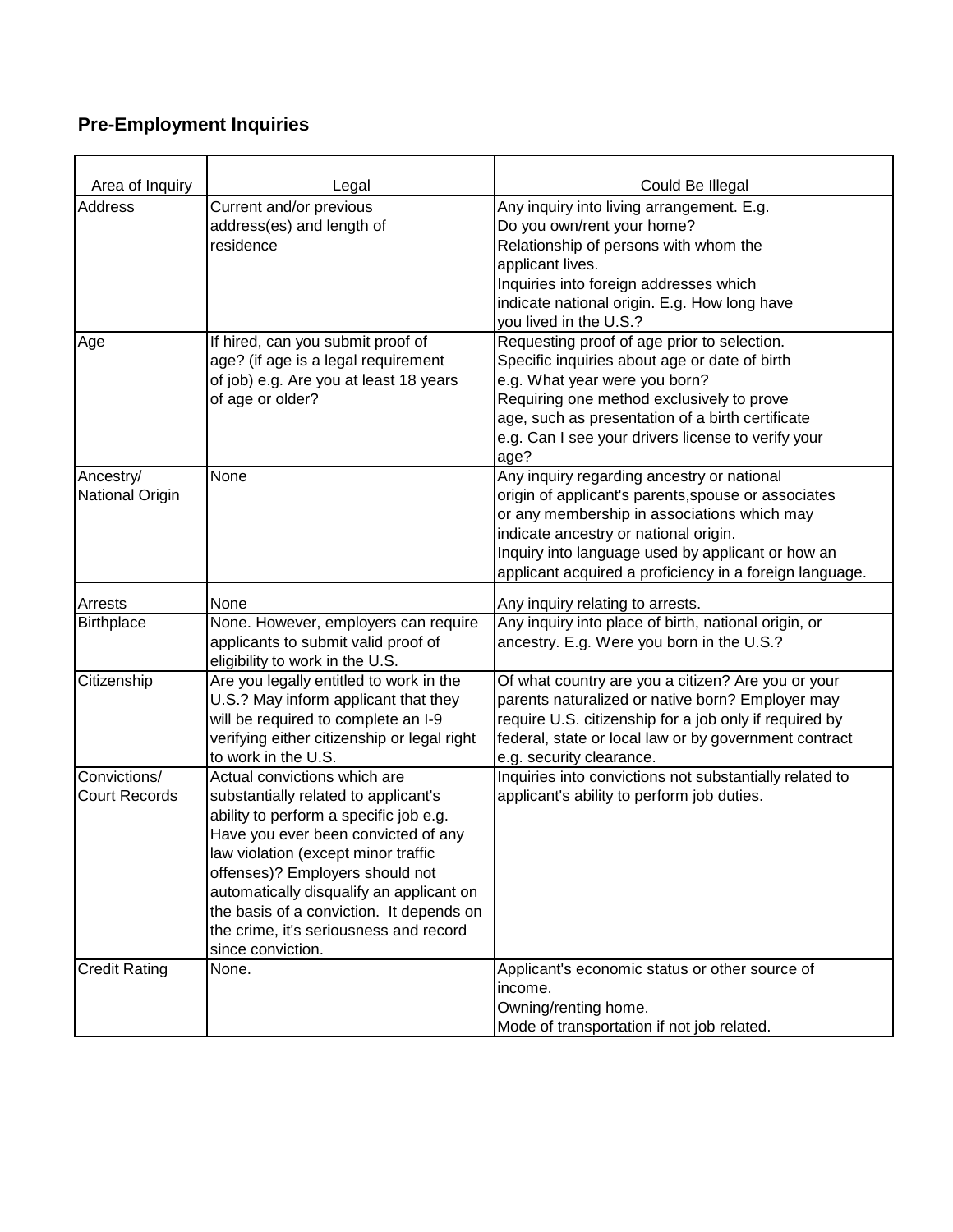## Pre-Employment Inquiries

| Area of Inquiry | Legal | Could Be Illegal |
|---|---|---|
| Address | Current and/or previous address(es) and length of residence | Any inquiry into living arrangement. E.g. Do you own/rent your home? Relationship of persons with whom the applicant lives. Inquiries into foreign addresses which indicate national origin. E.g. How long have you lived in the U.S.? |
| Age | If hired, can you submit proof of age? (if age is a legal requirement of job) e.g. Are you at least 18 years of age or older? | Requesting proof of age prior to selection. Specific inquiries about age or date of birth e.g. What year were you born? Requiring one method exclusively to prove age, such as presentation of a birth certificate e.g. Can I see your drivers license to verify your age? |
| Ancestry/ National Origin | None | Any inquiry regarding ancestry or national origin of applicant's parents,spouse or associates or any membership in associations which may indicate ancestry or national origin. Inquiry into language used by applicant or how an applicant acquired a proficiency in a foreign language. |
| Arrests | None | Any inquiry relating to arrests. |
| Birthplace | None. However, employers can require applicants to submit valid proof of eligibility to work in the U.S. | Any inquiry into place of birth, national origin, or ancestry. E.g. Were you born in the U.S.? |
| Citizenship | Are you legally entitled to work in the U.S.? May inform applicant that they will be required to complete an I-9 verifying either citizenship or legal right to work in the U.S. | Of what country are you a citizen? Are you or your parents naturalized or native born? Employer may require U.S. citizenship for a job only if required by federal, state or local law or by government contract e.g. security clearance. |
| Convictions/ Court Records | Actual convictions which are substantially related to applicant's ability to perform a specific job e.g. Have you ever been convicted of any law violation (except minor traffic offenses)? Employers should not automatically disqualify an applicant on the basis of a conviction. It depends on the crime, it's seriousness and record since conviction. | Inquiries into convictions not substantially related to applicant's ability to perform job duties. |
| Credit Rating | None. | Applicant's economic status or other source of income. Owning/renting home. Mode of transportation if not job related. |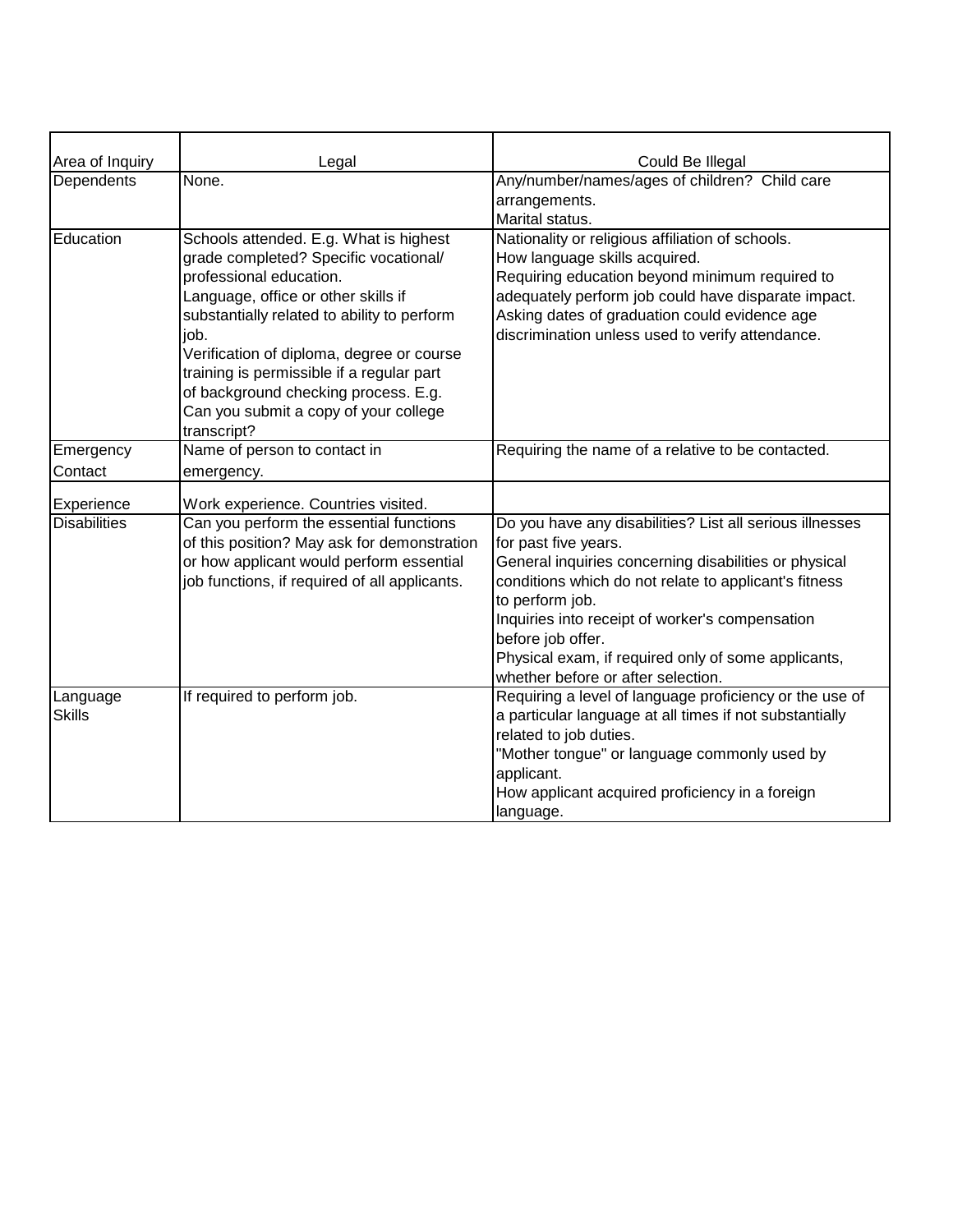| Area of Inquiry | Legal | Could Be Illegal |
|---|---|---|
| Dependents | None. | Any/number/names/ages of children? Child care arrangements.<br>Marital status. |
| Education | Schools attended. E.g. What is highest grade completed? Specific vocational/ professional education.<br>Language, office or other skills if substantially related to ability to perform job.<br>Verification of diploma, degree or course training is permissible if a regular part of background checking process. E.g. Can you submit a copy of your college transcript? | Nationality or religious affiliation of schools.<br>How language skills acquired.<br>Requiring education beyond minimum required to adequately perform job could have disparate impact.<br>Asking dates of graduation could evidence age discrimination unless used to verify attendance. |
| Emergency Contact | Name of person to contact in emergency. | Requiring the name of a relative to be contacted. |
| Experience | Work experience. Countries visited. | |
| Disabilities | Can you perform the essential functions of this position? May ask for demonstration or how applicant would perform essential job functions, if required of all applicants. | Do you have any disabilities? List all serious illnesses for past five years.<br>General inquiries concerning disabilities or physical conditions which do not relate to applicant's fitness to perform job.<br>Inquiries into receipt of worker's compensation before job offer.<br>Physical exam, if required only of some applicants, whether before or after selection. |
| Language Skills | If required to perform job. | Requiring a level of language proficiency or the use of a particular language at all times if not substantially related to job duties.<br>"Mother tongue" or language commonly used by applicant.<br>How applicant acquired proficiency in a foreign language. |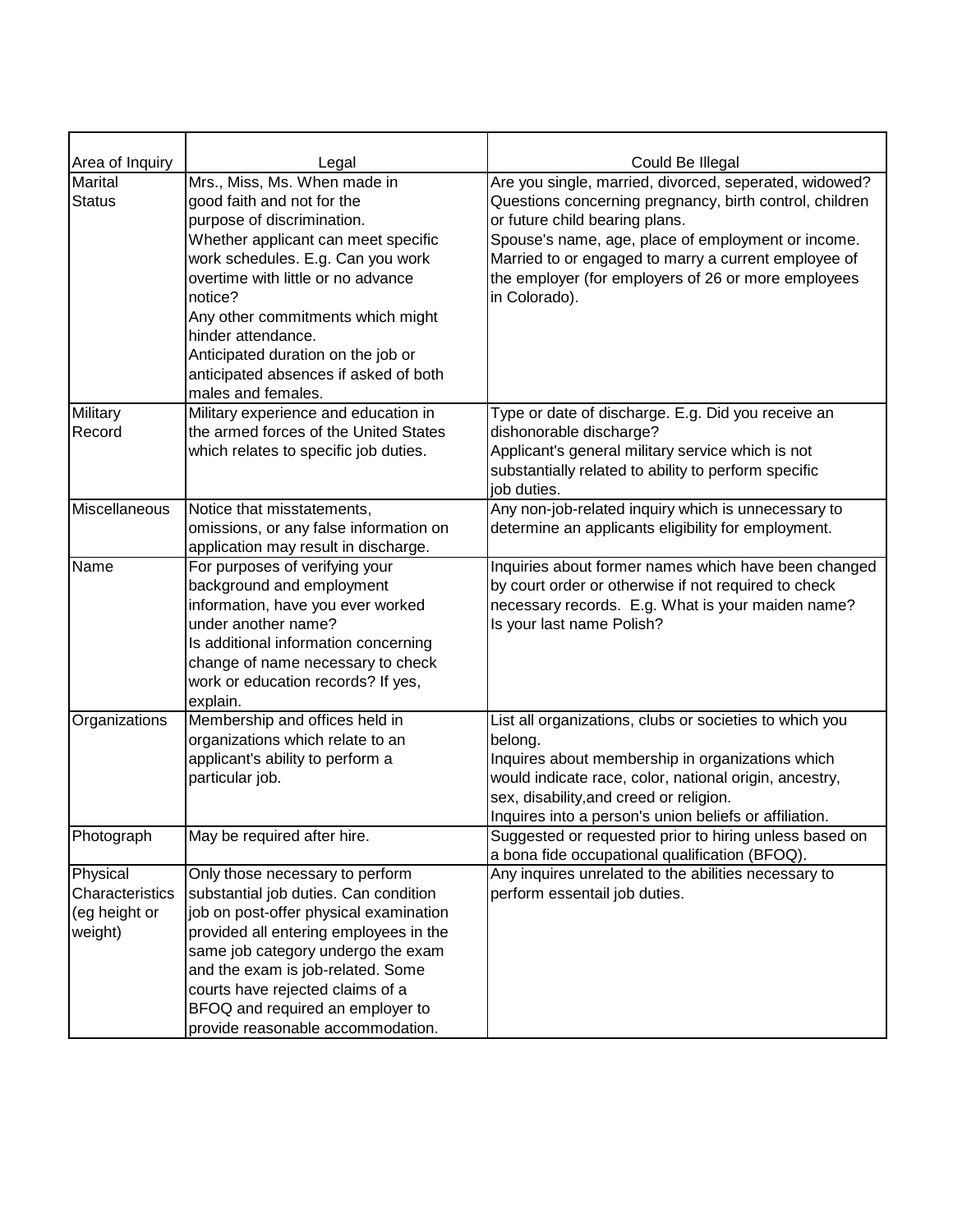| Area of Inquiry | Legal | Could Be Illegal |
|---|---|---|
| Marital Status | Mrs., Miss, Ms. When made in good faith and not for the purpose of discrimination.<br>Whether applicant can meet specific work schedules. E.g. Can you work overtime with little or no advance notice?<br>Any other commitments which might hinder attendance.<br>Anticipated duration on the job or anticipated absences if asked of both males and females. | Are you single, married, divorced, seperated, widowed?<br>Questions concerning pregnancy, birth control, children or future child bearing plans.<br>Spouse's name, age, place of employment or income.<br>Married to or engaged to marry a current employee of the employer (for employers of 26 or more employees in Colorado). |
| Military Record | Military experience and education in the armed forces of the United States which relates to specific job duties. | Type or date of discharge. E.g. Did you receive an dishonorable discharge?<br>Applicant's general military service which is not substantially related to ability to perform specific job duties. |
| Miscellaneous | Notice that misstatements, omissions, or any false information on application may result in discharge. | Any non-job-related inquiry which is unnecessary to determine an applicants eligibility for employment. |
| Name | For purposes of verifying your background and employment information, have you ever worked under another name?<br>Is additional information concerning change of name necessary to check work or education records? If yes, explain. | Inquiries about former names which have been changed by court order or otherwise if not required to check necessary records. E.g. What is your maiden name? Is your last name Polish? |
| Organizations | Membership and offices held in organizations which relate to an applicant's ability to perform a particular job. | List all organizations, clubs or societies to which you belong.<br>Inquires about membership in organizations which would indicate race, color, national origin, ancestry, sex, disability,and creed or religion.<br>Inquires into a person's union beliefs or affiliation. |
| Photograph | May be required after hire. | Suggested or requested prior to hiring unless based on a bona fide occupational qualification (BFOQ). |
| Physical Characteristics (eg height or weight) | Only those necessary to perform substantial job duties. Can condition job on post-offer physical examination provided all entering employees in the same job category undergo the exam and the exam is job-related. Some courts have rejected claims of a BFOQ and required an employer to provide reasonable accommodation. | Any inquires unrelated to the abilities necessary to perform essentail job duties. |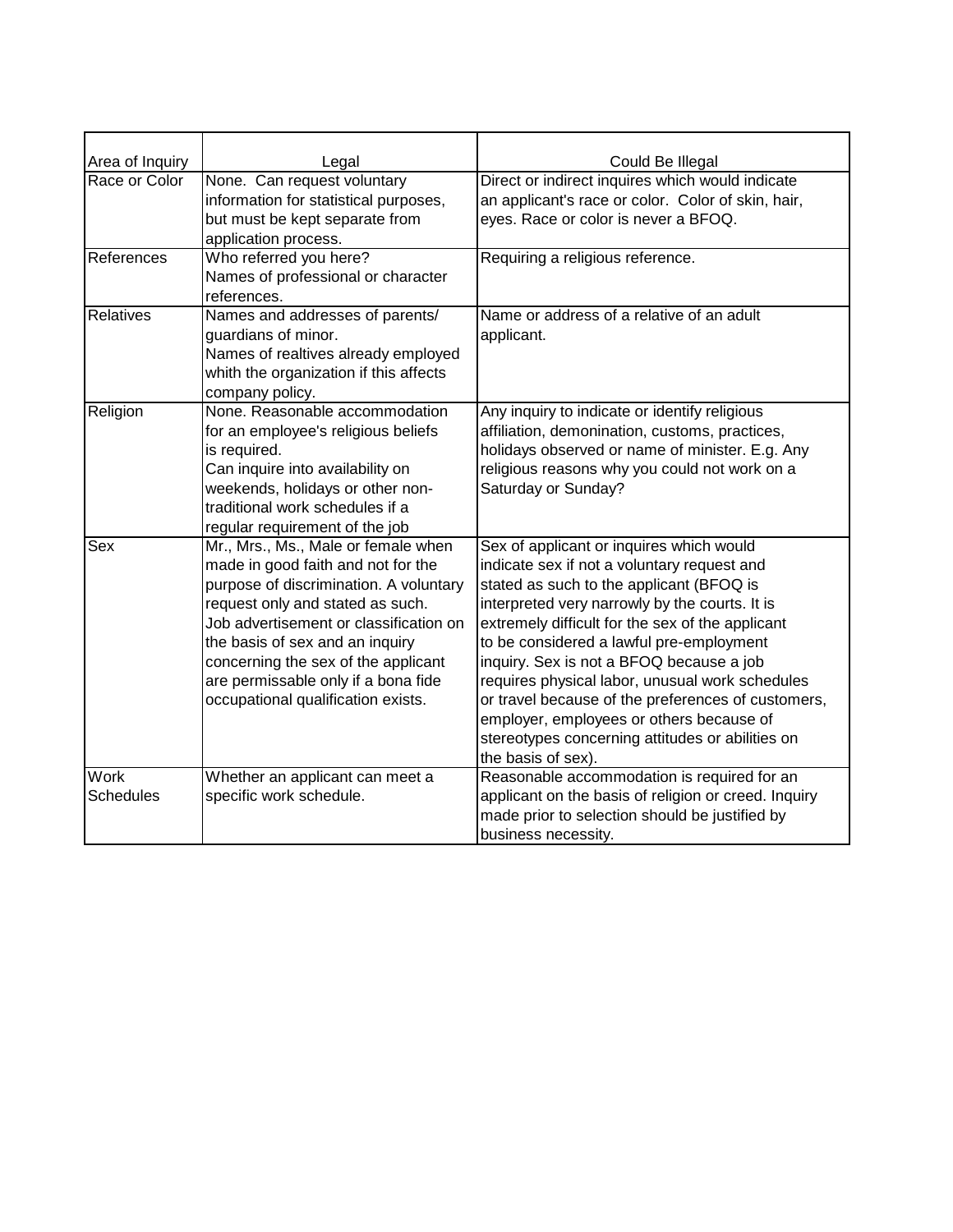| Area of Inquiry | Legal | Could Be Illegal |
|---|---|---|
| Race or Color | None. Can request voluntary information for statistical purposes, but must be kept separate from application process. | Direct or indirect inquires which would indicate an applicant's race or color. Color of skin, hair, eyes. Race or color is never a BFOQ. |
| References | Who referred you here? Names of professional or character references. | Requiring a religious reference. |
| Relatives | Names and addresses of parents/ guardians of minor. Names of realtives already employed whith the organization if this affects company policy. | Name or address of a relative of an adult applicant. |
| Religion | None. Reasonable accommodation for an employee's religious beliefs is required. Can inquire into availability on weekends, holidays or other non-traditional work schedules if a regular requirement of the job | Any inquiry to indicate or identify religious affiliation, demonination, customs, practices, holidays observed or name of minister. E.g. Any religious reasons why you could not work on a Saturday or Sunday? |
| Sex | Mr., Mrs., Ms., Male or female when made in good faith and not for the purpose of discrimination. A voluntary request only and stated as such. Job advertisement or classification on the basis of sex and an inquiry concerning the sex of the applicant are permissable only if a bona fide occupational qualification exists. | Sex of applicant or inquires which would indicate sex if not a voluntary request and stated as such to the applicant (BFOQ is interpreted very narrowly by the courts. It is extremely difficult for the sex of the applicant to be considered a lawful pre-employment inquiry. Sex is not a BFOQ because a job requires physical labor, unusual work schedules or travel because of the preferences of customers, employer, employees or others because of stereotypes concerning attitudes or abilities on the basis of sex). |
| Work Schedules | Whether an applicant can meet a specific work schedule. | Reasonable accommodation is required for an applicant on the basis of religion or creed. Inquiry made prior to selection should be justified by business necessity. |